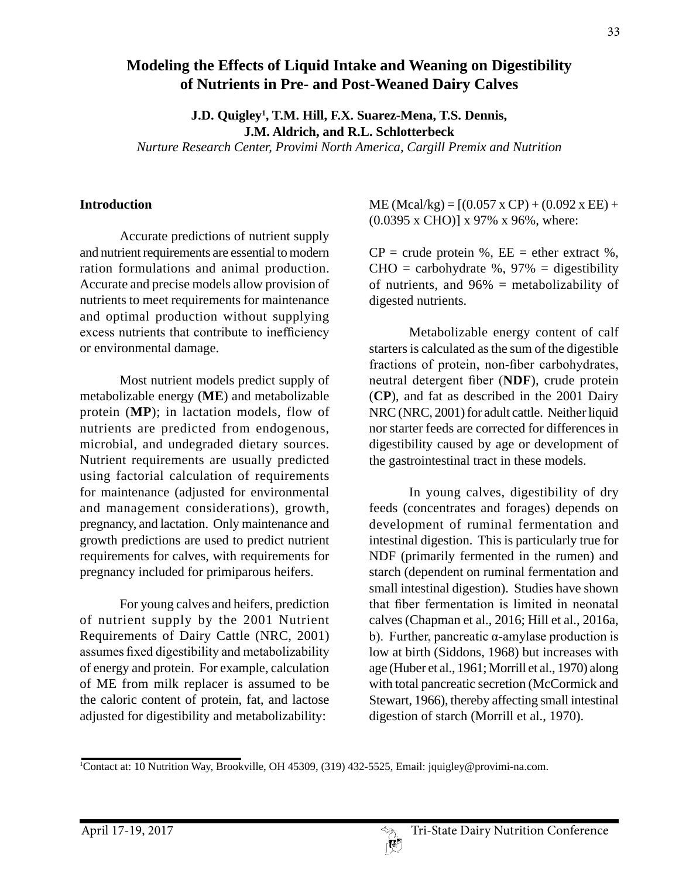# Modeling the Effects of Liquid Intake and Weaning on Digestibility of Nutrients in Pre- and Post-Weaned Dairy Calves

**J.D. Quigley[1], T.M. Hill, F.X. Suarez-Mena, T.S. Dennis, J.M. Aldrich, and R.L. Schlotterbeck**

*Nurture Research Center, Provimi North America, Cargill Premix and Nutrition*

## Introduction

Accurate predictions of nutrient supply and nutrient requirements are essential to modern ration formulations and animal production. Accurate and precise models allow provision of nutrients to meet requirements for maintenance and optimal production without supplying excess nutrients that contribute to inefficiency or environmental damage.

Most nutrient models predict supply of metabolizable energy (**ME**) and metabolizable protein (**MP**); in lactation models, flow of nutrients are predicted from endogenous, microbial, and undegraded dietary sources. Nutrient requirements are usually predicted using factorial calculation of requirements for maintenance (adjusted for environmental and management considerations), growth, pregnancy, and lactation. Only maintenance and growth predictions are used to predict nutrient requirements for calves, with requirements for pregnancy included for primiparous heifers.

For young calves and heifers, prediction of nutrient supply by the 2001 Nutrient Requirements of Dairy Cattle (NRC, 2001) assumes fixed digestibility and metabolizability of energy and protein. For example, calculation of ME from milk replacer is assumed to be the caloric content of protein, fat, and lactose adjusted for digestibility and metabolizability:

ME (Mcal/kg) = [(0.057 x CP) + (0.092 x EE) + (0.0395 x CHO)] x 97% x 96%, where:

CP = crude protein %, EE = ether extract %, CHO = carbohydrate %, 97% = digestibility of nutrients, and 96% = metabolizability of digested nutrients.

Metabolizable energy content of calf starters is calculated as the sum of the digestible fractions of protein, non-fiber carbohydrates, neutral detergent fiber (**NDF**), crude protein (**CP**), and fat as described in the 2001 Dairy NRC (NRC, 2001) for adult cattle. Neither liquid nor starter feeds are corrected for differences in digestibility caused by age or development of the gastrointestinal tract in these models.

In young calves, digestibility of dry feeds (concentrates and forages) depends on development of ruminal fermentation and intestinal digestion. This is particularly true for NDF (primarily fermented in the rumen) and starch (dependent on ruminal fermentation and small intestinal digestion). Studies have shown that fiber fermentation is limited in neonatal calves (Chapman et al., 2016; Hill et al., 2016a, b). Further, pancreatic α-amylase production is low at birth (Siddons, 1968) but increases with age (Huber et al., 1961; Morrill et al., 1970) along with total pancreatic secretion (McCormick and Stewart, 1966), thereby affecting small intestinal digestion of starch (Morrill et al., 1970).

[1]Contact at: 10 Nutrition Way, Brookville, OH 45309, (319) 432-5525, Email: jquigley@provimi-na.com.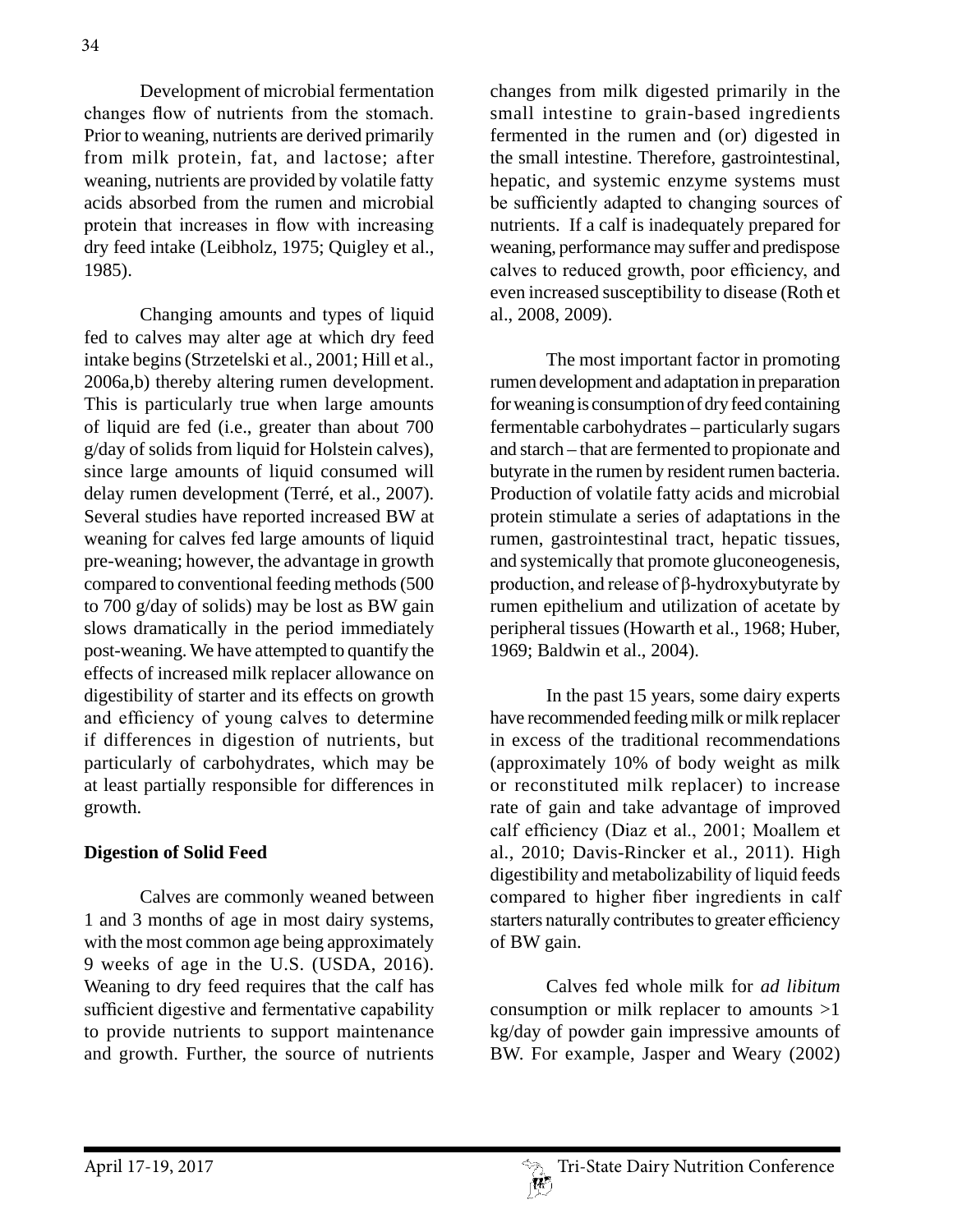Development of microbial fermentation changes flow of nutrients from the stomach. Prior to weaning, nutrients are derived primarily from milk protein, fat, and lactose; after weaning, nutrients are provided by volatile fatty acids absorbed from the rumen and microbial protein that increases in flow with increasing dry feed intake (Leibholz, 1975; Quigley et al., 1985).

Changing amounts and types of liquid fed to calves may alter age at which dry feed intake begins (Strzetelski et al., 2001; Hill et al., 2006a,b) thereby altering rumen development. This is particularly true when large amounts of liquid are fed (i.e., greater than about 700 g/day of solids from liquid for Holstein calves), since large amounts of liquid consumed will delay rumen development (Terré, et al., 2007). Several studies have reported increased BW at weaning for calves fed large amounts of liquid pre-weaning; however, the advantage in growth compared to conventional feeding methods (500 to 700 g/day of solids) may be lost as BW gain slows dramatically in the period immediately post-weaning. We have attempted to quantify the effects of increased milk replacer allowance on digestibility of starter and its effects on growth and efficiency of young calves to determine if differences in digestion of nutrients, but particularly of carbohydrates, which may be at least partially responsible for differences in growth.

**Digestion of Solid Feed**

Calves are commonly weaned between 1 and 3 months of age in most dairy systems, with the most common age being approximately 9 weeks of age in the U.S. (USDA, 2016). Weaning to dry feed requires that the calf has sufficient digestive and fermentative capability to provide nutrients to support maintenance and growth. Further, the source of nutrients changes from milk digested primarily in the small intestine to grain-based ingredients fermented in the rumen and (or) digested in the small intestine. Therefore, gastrointestinal, hepatic, and systemic enzyme systems must be sufficiently adapted to changing sources of nutrients. If a calf is inadequately prepared for weaning, performance may suffer and predispose calves to reduced growth, poor efficiency, and even increased susceptibility to disease (Roth et al., 2008, 2009).

The most important factor in promoting rumen development and adaptation in preparation for weaning is consumption of dry feed containing fermentable carbohydrates – particularly sugars and starch – that are fermented to propionate and butyrate in the rumen by resident rumen bacteria. Production of volatile fatty acids and microbial protein stimulate a series of adaptations in the rumen, gastrointestinal tract, hepatic tissues, and systemically that promote gluconeogenesis, production, and release of β-hydroxybutyrate by rumen epithelium and utilization of acetate by peripheral tissues (Howarth et al., 1968; Huber, 1969; Baldwin et al., 2004).

In the past 15 years, some dairy experts have recommended feeding milk or milk replacer in excess of the traditional recommendations (approximately 10% of body weight as milk or reconstituted milk replacer) to increase rate of gain and take advantage of improved calf efficiency (Diaz et al., 2001; Moallem et al., 2010; Davis-Rincker et al., 2011). High digestibility and metabolizability of liquid feeds compared to higher fiber ingredients in calf starters naturally contributes to greater efficiency of BW gain.

Calves fed whole milk for *ad libitum* consumption or milk replacer to amounts >1 kg/day of powder gain impressive amounts of BW. For example, Jasper and Weary (2002)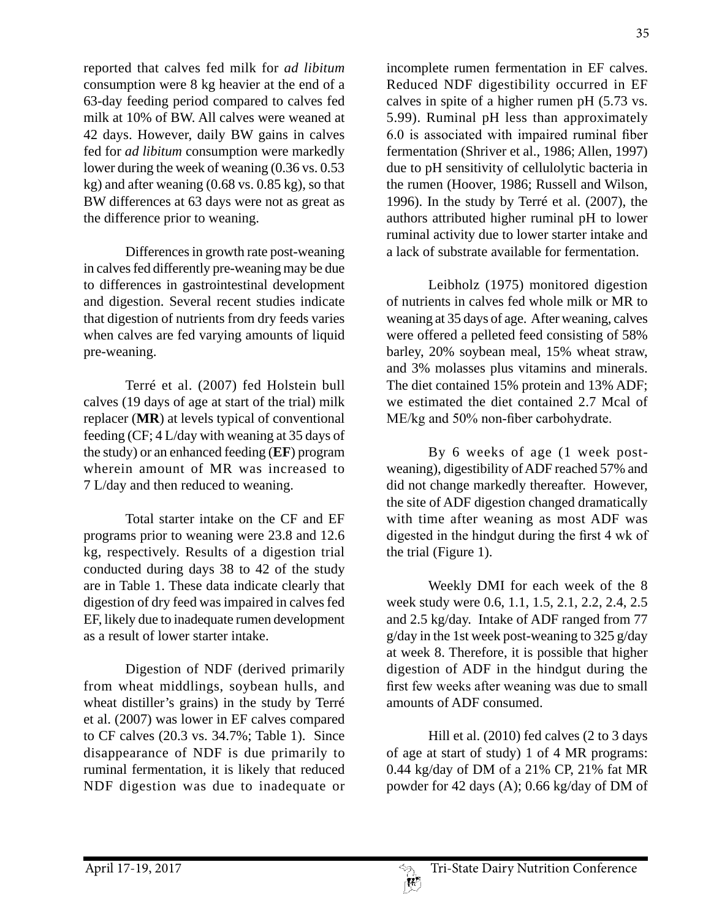reported that calves fed milk for *ad libitum* consumption were 8 kg heavier at the end of a 63-day feeding period compared to calves fed milk at 10% of BW. All calves were weaned at 42 days. However, daily BW gains in calves fed for *ad libitum* consumption were markedly lower during the week of weaning (0.36 vs. 0.53 kg) and after weaning (0.68 vs. 0.85 kg), so that BW differences at 63 days were not as great as the difference prior to weaning.

Differences in growth rate post-weaning in calves fed differently pre-weaning may be due to differences in gastrointestinal development and digestion. Several recent studies indicate that digestion of nutrients from dry feeds varies when calves are fed varying amounts of liquid pre-weaning.

Terré et al. (2007) fed Holstein bull calves (19 days of age at start of the trial) milk replacer (**MR**) at levels typical of conventional feeding (CF; 4 L/day with weaning at 35 days of the study) or an enhanced feeding (**EF**) program wherein amount of MR was increased to 7 L/day and then reduced to weaning.

Total starter intake on the CF and EF programs prior to weaning were 23.8 and 12.6 kg, respectively. Results of a digestion trial conducted during days 38 to 42 of the study are in Table 1. These data indicate clearly that digestion of dry feed was impaired in calves fed EF, likely due to inadequate rumen development as a result of lower starter intake.

Digestion of NDF (derived primarily from wheat middlings, soybean hulls, and wheat distiller's grains) in the study by Terré et al. (2007) was lower in EF calves compared to CF calves (20.3 vs. 34.7%; Table 1). Since disappearance of NDF is due primarily to ruminal fermentation, it is likely that reduced NDF digestion was due to inadequate or incomplete rumen fermentation in EF calves. Reduced NDF digestibility occurred in EF calves in spite of a higher rumen pH (5.73 vs. 5.99). Ruminal pH less than approximately 6.0 is associated with impaired ruminal fiber fermentation (Shriver et al., 1986; Allen, 1997) due to pH sensitivity of cellulolytic bacteria in the rumen (Hoover, 1986; Russell and Wilson, 1996). In the study by Terré et al. (2007), the authors attributed higher ruminal pH to lower ruminal activity due to lower starter intake and a lack of substrate available for fermentation.

Leibholz (1975) monitored digestion of nutrients in calves fed whole milk or MR to weaning at 35 days of age. After weaning, calves were offered a pelleted feed consisting of 58% barley, 20% soybean meal, 15% wheat straw, and 3% molasses plus vitamins and minerals. The diet contained 15% protein and 13% ADF; we estimated the diet contained 2.7 Mcal of ME/kg and 50% non-fiber carbohydrate.

By 6 weeks of age (1 week post-weaning), digestibility of ADF reached 57% and did not change markedly thereafter. However, the site of ADF digestion changed dramatically with time after weaning as most ADF was digested in the hindgut during the first 4 wk of the trial (Figure 1).

Weekly DMI for each week of the 8 week study were 0.6, 1.1, 1.5, 2.1, 2.2, 2.4, 2.5 and 2.5 kg/day. Intake of ADF ranged from 77 g/day in the 1st week post-weaning to 325 g/day at week 8. Therefore, it is possible that higher digestion of ADF in the hindgut during the first few weeks after weaning was due to small amounts of ADF consumed.

Hill et al. (2010) fed calves (2 to 3 days of age at start of study) 1 of 4 MR programs: 0.44 kg/day of DM of a 21% CP, 21% fat MR powder for 42 days (A); 0.66 kg/day of DM of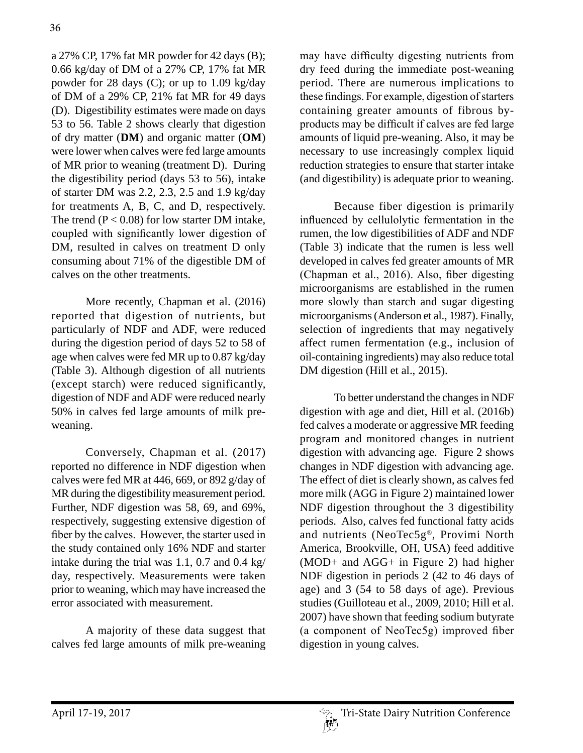a 27% CP, 17% fat MR powder for 42 days (B); 0.66 kg/day of DM of a 27% CP, 17% fat MR powder for 28 days (C); or up to 1.09 kg/day of DM of a 29% CP, 21% fat MR for 49 days (D). Digestibility estimates were made on days 53 to 56. Table 2 shows clearly that digestion of dry matter (**DM**) and organic matter (**OM**) were lower when calves were fed large amounts of MR prior to weaning (treatment D). During the digestibility period (days 53 to 56), intake of starter DM was 2.2, 2.3, 2.5 and 1.9 kg/day for treatments A, B, C, and D, respectively. The trend ($P < 0.08$) for low starter DM intake, coupled with significantly lower digestion of DM, resulted in calves on treatment D only consuming about 71% of the digestible DM of calves on the other treatments.

More recently, Chapman et al. (2016) reported that digestion of nutrients, but particularly of NDF and ADF, were reduced during the digestion period of days 52 to 58 of age when calves were fed MR up to 0.87 kg/day (Table 3). Although digestion of all nutrients (except starch) were reduced significantly, digestion of NDF and ADF were reduced nearly 50% in calves fed large amounts of milk pre-weaning.

Conversely, Chapman et al. (2017) reported no difference in NDF digestion when calves were fed MR at 446, 669, or 892 g/day of MR during the digestibility measurement period. Further, NDF digestion was 58, 69, and 69%, respectively, suggesting extensive digestion of fiber by the calves. However, the starter used in the study contained only 16% NDF and starter intake during the trial was 1.1, 0.7 and 0.4 kg/day, respectively. Measurements were taken prior to weaning, which may have increased the error associated with measurement.

A majority of these data suggest that calves fed large amounts of milk pre-weaning may have difficulty digesting nutrients from dry feed during the immediate post-weaning period. There are numerous implications to these findings. For example, digestion of starters containing greater amounts of fibrous by-products may be difficult if calves are fed large amounts of liquid pre-weaning. Also, it may be necessary to use increasingly complex liquid reduction strategies to ensure that starter intake (and digestibility) is adequate prior to weaning.

Because fiber digestion is primarily influenced by cellulolytic fermentation in the rumen, the low digestibilities of ADF and NDF (Table 3) indicate that the rumen is less well developed in calves fed greater amounts of MR (Chapman et al., 2016). Also, fiber digesting microorganisms are established in the rumen more slowly than starch and sugar digesting microorganisms (Anderson et al., 1987). Finally, selection of ingredients that may negatively affect rumen fermentation (e.g., inclusion of oil-containing ingredients) may also reduce total DM digestion (Hill et al., 2015).

To better understand the changes in NDF digestion with age and diet, Hill et al. (2016b) fed calves a moderate or aggressive MR feeding program and monitored changes in nutrient digestion with advancing age. Figure 2 shows changes in NDF digestion with advancing age. The effect of diet is clearly shown, as calves fed more milk (AGG in Figure 2) maintained lower NDF digestion throughout the 3 digestibility periods. Also, calves fed functional fatty acids and nutrients (NeoTec5g®, Provimi North America, Brookville, OH, USA) feed additive (MOD+ and AGG+ in Figure 2) had higher NDF digestion in periods 2 (42 to 46 days of age) and 3 (54 to 58 days of age). Previous studies (Guilloteau et al., 2009, 2010; Hill et al. 2007) have shown that feeding sodium butyrate (a component of NeoTec5g) improved fiber digestion in young calves.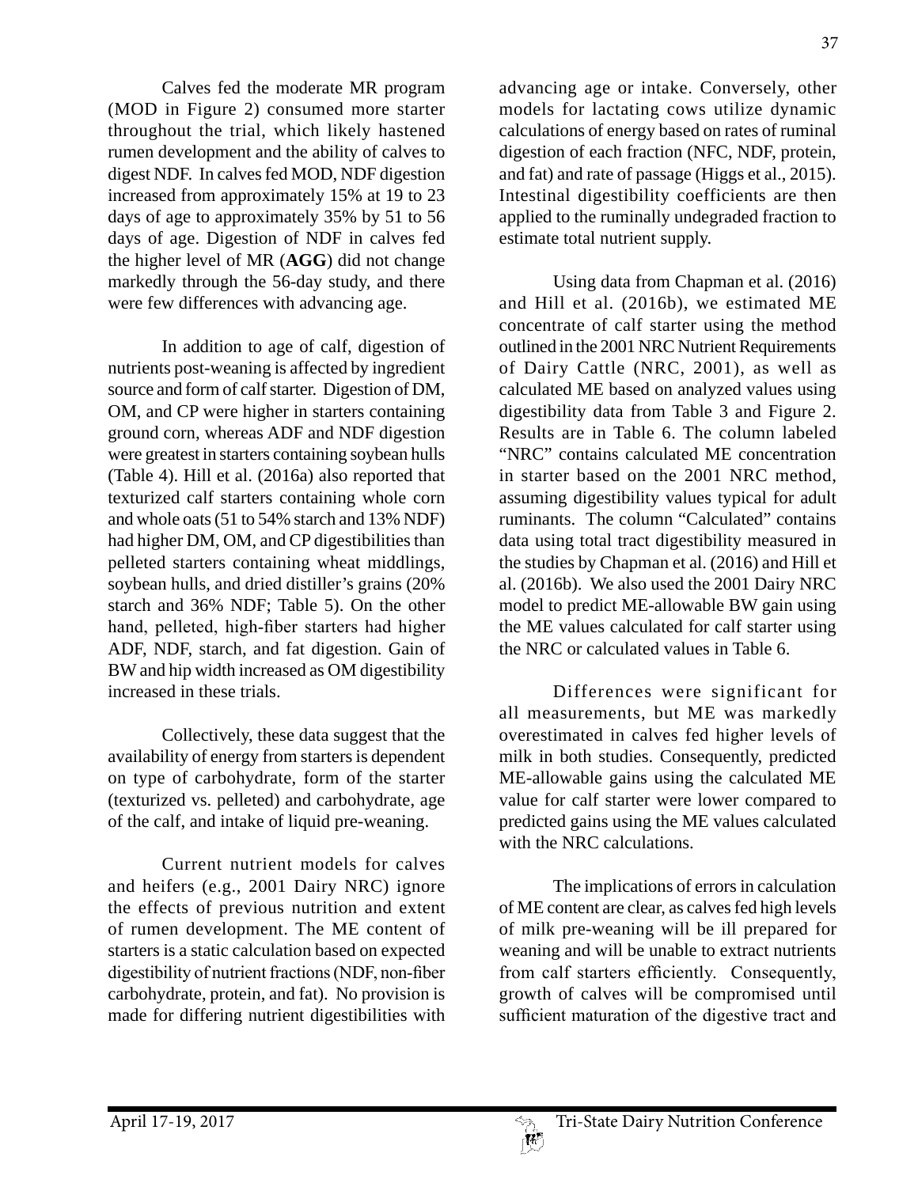Calves fed the moderate MR program (MOD in Figure 2) consumed more starter throughout the trial, which likely hastened rumen development and the ability of calves to digest NDF. In calves fed MOD, NDF digestion increased from approximately 15% at 19 to 23 days of age to approximately 35% by 51 to 56 days of age. Digestion of NDF in calves fed the higher level of MR (**AGG**) did not change markedly through the 56-day study, and there were few differences with advancing age.

In addition to age of calf, digestion of nutrients post-weaning is affected by ingredient source and form of calf starter. Digestion of DM, OM, and CP were higher in starters containing ground corn, whereas ADF and NDF digestion were greatest in starters containing soybean hulls (Table 4). Hill et al. (2016a) also reported that texturized calf starters containing whole corn and whole oats (51 to 54% starch and 13% NDF) had higher DM, OM, and CP digestibilities than pelleted starters containing wheat middlings, soybean hulls, and dried distiller's grains (20% starch and 36% NDF; Table 5). On the other hand, pelleted, high-fiber starters had higher ADF, NDF, starch, and fat digestion. Gain of BW and hip width increased as OM digestibility increased in these trials.

Collectively, these data suggest that the availability of energy from starters is dependent on type of carbohydrate, form of the starter (texturized vs. pelleted) and carbohydrate, age of the calf, and intake of liquid pre-weaning.

Current nutrient models for calves and heifers (e.g., 2001 Dairy NRC) ignore the effects of previous nutrition and extent of rumen development. The ME content of starters is a static calculation based on expected digestibility of nutrient fractions (NDF, non-fiber carbohydrate, protein, and fat). No provision is made for differing nutrient digestibilities with advancing age or intake. Conversely, other models for lactating cows utilize dynamic calculations of energy based on rates of ruminal digestion of each fraction (NFC, NDF, protein, and fat) and rate of passage (Higgs et al., 2015). Intestinal digestibility coefficients are then applied to the ruminally undegraded fraction to estimate total nutrient supply.

Using data from Chapman et al. (2016) and Hill et al. (2016b), we estimated ME concentrate of calf starter using the method outlined in the 2001 NRC Nutrient Requirements of Dairy Cattle (NRC, 2001), as well as calculated ME based on analyzed values using digestibility data from Table 3 and Figure 2. Results are in Table 6. The column labeled "NRC" contains calculated ME concentration in starter based on the 2001 NRC method, assuming digestibility values typical for adult ruminants. The column "Calculated" contains data using total tract digestibility measured in the studies by Chapman et al. (2016) and Hill et al. (2016b). We also used the 2001 Dairy NRC model to predict ME-allowable BW gain using the ME values calculated for calf starter using the NRC or calculated values in Table 6.

Differences were significant for all measurements, but ME was markedly overestimated in calves fed higher levels of milk in both studies. Consequently, predicted ME-allowable gains using the calculated ME value for calf starter were lower compared to predicted gains using the ME values calculated with the NRC calculations.

The implications of errors in calculation of ME content are clear, as calves fed high levels of milk pre-weaning will be ill prepared for weaning and will be unable to extract nutrients from calf starters efficiently. Consequently, growth of calves will be compromised until sufficient maturation of the digestive tract and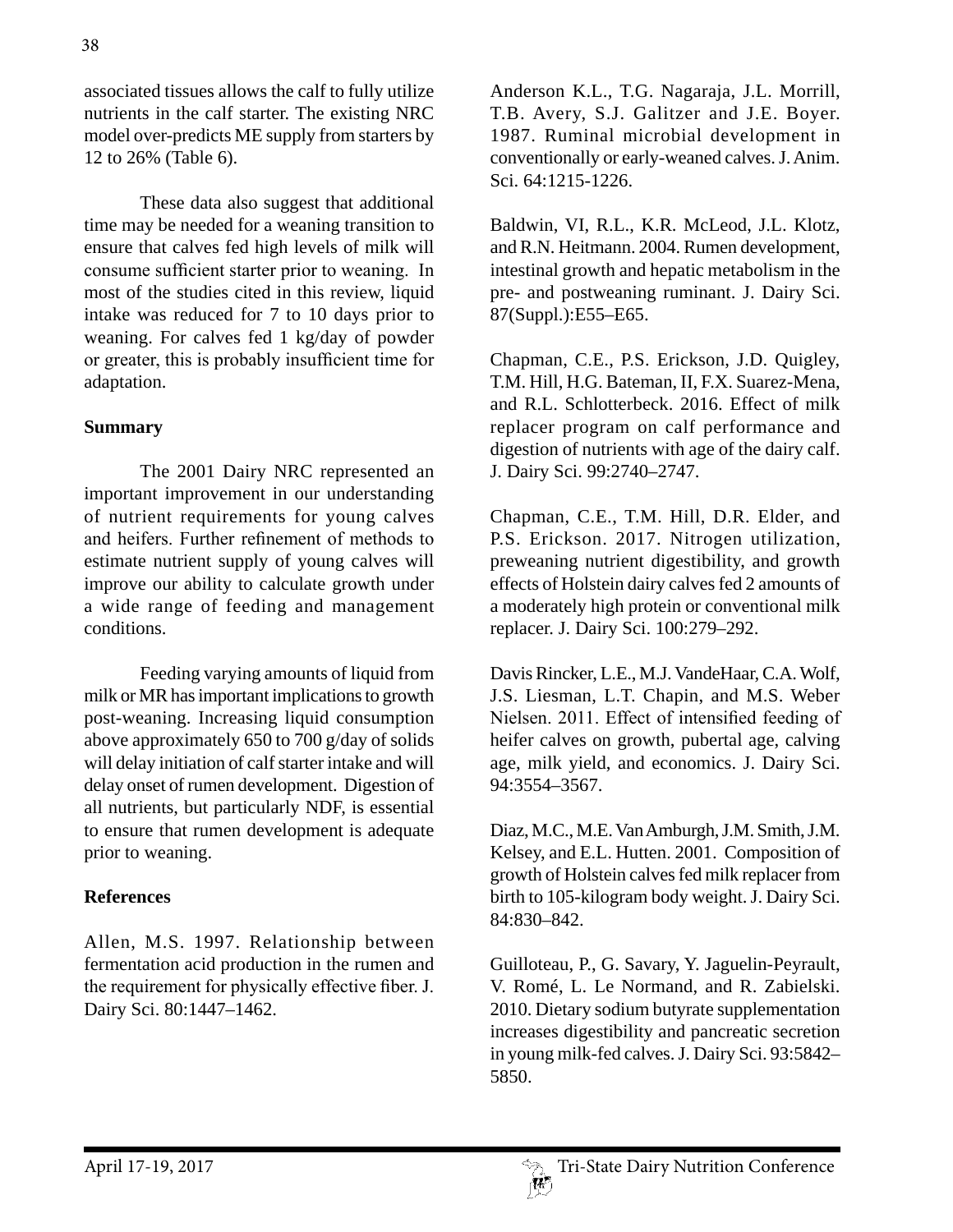associated tissues allows the calf to fully utilize nutrients in the calf starter. The existing NRC model over-predicts ME supply from starters by 12 to 26% (Table 6).

These data also suggest that additional time may be needed for a weaning transition to ensure that calves fed high levels of milk will consume sufficient starter prior to weaning. In most of the studies cited in this review, liquid intake was reduced for 7 to 10 days prior to weaning. For calves fed 1 kg/day of powder or greater, this is probably insufficient time for adaptation.

## Summary

The 2001 Dairy NRC represented an important improvement in our understanding of nutrient requirements for young calves and heifers. Further refinement of methods to estimate nutrient supply of young calves will improve our ability to calculate growth under a wide range of feeding and management conditions.

Feeding varying amounts of liquid from milk or MR has important implications to growth post-weaning. Increasing liquid consumption above approximately 650 to 700 g/day of solids will delay initiation of calf starter intake and will delay onset of rumen development. Digestion of all nutrients, but particularly NDF, is essential to ensure that rumen development is adequate prior to weaning.

## References

Allen, M.S. 1997. Relationship between fermentation acid production in the rumen and the requirement for physically effective fiber. J. Dairy Sci. 80:1447–1462.

Anderson K.L., T.G. Nagaraja, J.L. Morrill, T.B. Avery, S.J. Galitzer and J.E. Boyer. 1987. Ruminal microbial development in conventionally or early-weaned calves. J. Anim. Sci. 64:1215-1226.

Baldwin, VI, R.L., K.R. McLeod, J.L. Klotz, and R.N. Heitmann. 2004. Rumen development, intestinal growth and hepatic metabolism in the pre- and postweaning ruminant. J. Dairy Sci. 87(Suppl.):E55–E65.

Chapman, C.E., P.S. Erickson, J.D. Quigley, T.M. Hill, H.G. Bateman, II, F.X. Suarez-Mena, and R.L. Schlotterbeck. 2016. Effect of milk replacer program on calf performance and digestion of nutrients with age of the dairy calf. J. Dairy Sci. 99:2740–2747.

Chapman, C.E., T.M. Hill, D.R. Elder, and P.S. Erickson. 2017. Nitrogen utilization, preweaning nutrient digestibility, and growth effects of Holstein dairy calves fed 2 amounts of a moderately high protein or conventional milk replacer. J. Dairy Sci. 100:279–292.

Davis Rincker, L.E., M.J. VandeHaar, C.A. Wolf, J.S. Liesman, L.T. Chapin, and M.S. Weber Nielsen. 2011. Effect of intensified feeding of heifer calves on growth, pubertal age, calving age, milk yield, and economics. J. Dairy Sci. 94:3554–3567.

Diaz, M.C., M.E. Van Amburgh, J.M. Smith, J.M. Kelsey, and E.L. Hutten. 2001. Composition of growth of Holstein calves fed milk replacer from birth to 105-kilogram body weight. J. Dairy Sci. 84:830–842.

Guilloteau, P., G. Savary, Y. Jaguelin-Peyrault, V. Romé, L. Le Normand, and R. Zabielski. 2010. Dietary sodium butyrate supplementation increases digestibility and pancreatic secretion in young milk-fed calves. J. Dairy Sci. 93:5842–5850.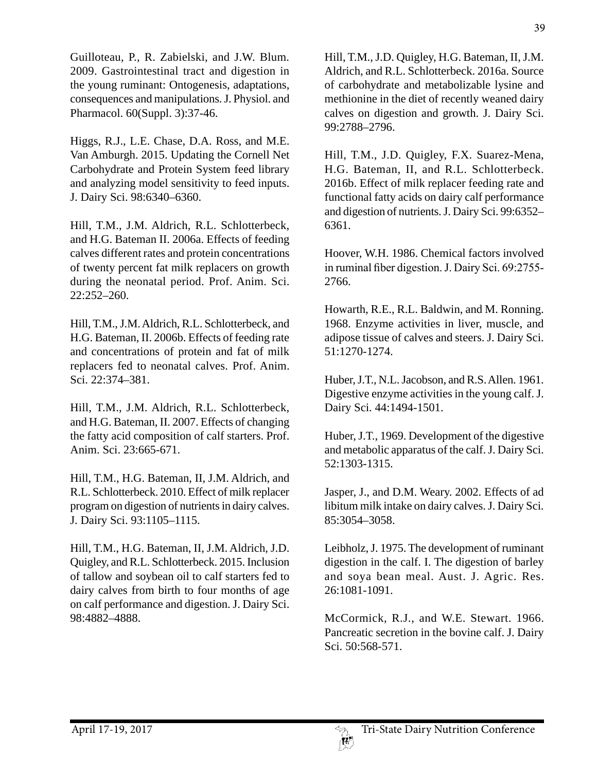Guilloteau, P., R. Zabielski, and J.W. Blum. 2009. Gastrointestinal tract and digestion in the young ruminant: Ontogenesis, adaptations, consequences and manipulations. J. Physiol. and Pharmacol. 60(Suppl. 3):37-46.

Higgs, R.J., L.E. Chase, D.A. Ross, and M.E. Van Amburgh. 2015. Updating the Cornell Net Carbohydrate and Protein System feed library and analyzing model sensitivity to feed inputs. J. Dairy Sci. 98:6340–6360.

Hill, T.M., J.M. Aldrich, R.L. Schlotterbeck, and H.G. Bateman II. 2006a. Effects of feeding calves different rates and protein concentrations of twenty percent fat milk replacers on growth during the neonatal period. Prof. Anim. Sci. 22:252–260.

Hill, T.M., J.M. Aldrich, R.L. Schlotterbeck, and H.G. Bateman, II. 2006b. Effects of feeding rate and concentrations of protein and fat of milk replacers fed to neonatal calves. Prof. Anim. Sci. 22:374–381.

Hill, T.M., J.M. Aldrich, R.L. Schlotterbeck, and H.G. Bateman, II. 2007. Effects of changing the fatty acid composition of calf starters. Prof. Anim. Sci. 23:665-671.

Hill, T.M., H.G. Bateman, II, J.M. Aldrich, and R.L. Schlotterbeck. 2010. Effect of milk replacer program on digestion of nutrients in dairy calves. J. Dairy Sci. 93:1105–1115.

Hill, T.M., H.G. Bateman, II, J.M. Aldrich, J.D. Quigley, and R.L. Schlotterbeck. 2015. Inclusion of tallow and soybean oil to calf starters fed to dairy calves from birth to four months of age on calf performance and digestion. J. Dairy Sci. 98:4882–4888.

Hill, T.M., J.D. Quigley, H.G. Bateman, II, J.M. Aldrich, and R.L. Schlotterbeck. 2016a. Source of carbohydrate and metabolizable lysine and methionine in the diet of recently weaned dairy calves on digestion and growth. J. Dairy Sci. 99:2788–2796.

Hill, T.M., J.D. Quigley, F.X. Suarez-Mena, H.G. Bateman, II, and R.L. Schlotterbeck. 2016b. Effect of milk replacer feeding rate and functional fatty acids on dairy calf performance and digestion of nutrients. J. Dairy Sci. 99:6352–6361.

Hoover, W.H. 1986. Chemical factors involved in ruminal fiber digestion. J. Dairy Sci. 69:2755-2766.

Howarth, R.E., R.L. Baldwin, and M. Ronning. 1968. Enzyme activities in liver, muscle, and adipose tissue of calves and steers. J. Dairy Sci. 51:1270-1274.

Huber, J.T., N.L. Jacobson, and R.S. Allen. 1961. Digestive enzyme activities in the young calf. J. Dairy Sci. 44:1494-1501.

Huber, J.T., 1969. Development of the digestive and metabolic apparatus of the calf. J. Dairy Sci. 52:1303-1315.

Jasper, J., and D.M. Weary. 2002. Effects of ad libitum milk intake on dairy calves. J. Dairy Sci. 85:3054–3058.

Leibholz, J. 1975. The development of ruminant digestion in the calf. I. The digestion of barley and soya bean meal. Aust. J. Agric. Res. 26:1081-1091.

McCormick, R.J., and W.E. Stewart. 1966. Pancreatic secretion in the bovine calf. J. Dairy Sci. 50:568-571.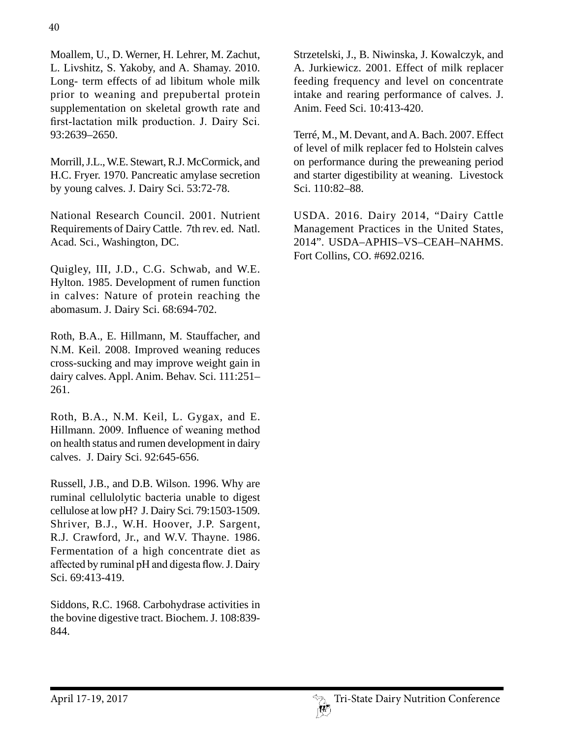Moallem, U., D. Werner, H. Lehrer, M. Zachut, L. Livshitz, S. Yakoby, and A. Shamay. 2010. Long- term effects of ad libitum whole milk prior to weaning and prepubertal protein supplementation on skeletal growth rate and first-lactation milk production. J. Dairy Sci. 93:2639–2650.

Morrill, J.L., W.E. Stewart, R.J. McCormick, and H.C. Fryer. 1970. Pancreatic amylase secretion by young calves. J. Dairy Sci. 53:72-78.

National Research Council. 2001. Nutrient Requirements of Dairy Cattle. 7th rev. ed. Natl. Acad. Sci., Washington, DC.

Quigley, III, J.D., C.G. Schwab, and W.E. Hylton. 1985. Development of rumen function in calves: Nature of protein reaching the abomasum. J. Dairy Sci. 68:694-702.

Roth, B.A., E. Hillmann, M. Stauffacher, and N.M. Keil. 2008. Improved weaning reduces cross-sucking and may improve weight gain in dairy calves. Appl. Anim. Behav. Sci. 111:251–261.

Roth, B.A., N.M. Keil, L. Gygax, and E. Hillmann. 2009. Influence of weaning method on health status and rumen development in dairy calves. J. Dairy Sci. 92:645-656.

Russell, J.B., and D.B. Wilson. 1996. Why are ruminal cellulolytic bacteria unable to digest cellulose at low pH? J. Dairy Sci. 79:1503-1509.

Shriver, B.J., W.H. Hoover, J.P. Sargent, R.J. Crawford, Jr., and W.V. Thayne. 1986. Fermentation of a high concentrate diet as affected by ruminal pH and digesta flow. J. Dairy Sci. 69:413-419.

Siddons, R.C. 1968. Carbohydrase activities in the bovine digestive tract. Biochem. J. 108:839-844.

Strzetelski, J., B. Niwinska, J. Kowalczyk, and A. Jurkiewicz. 2001. Effect of milk replacer feeding frequency and level on concentrate intake and rearing performance of calves. J. Anim. Feed Sci. 10:413-420.

Terré, M., M. Devant, and A. Bach. 2007. Effect of level of milk replacer fed to Holstein calves on performance during the preweaning period and starter digestibility at weaning. Livestock Sci. 110:82–88.

USDA. 2016. Dairy 2014, "Dairy Cattle Management Practices in the United States, 2014". USDA–APHIS–VS–CEAH–NAHMS. Fort Collins, CO. #692.0216.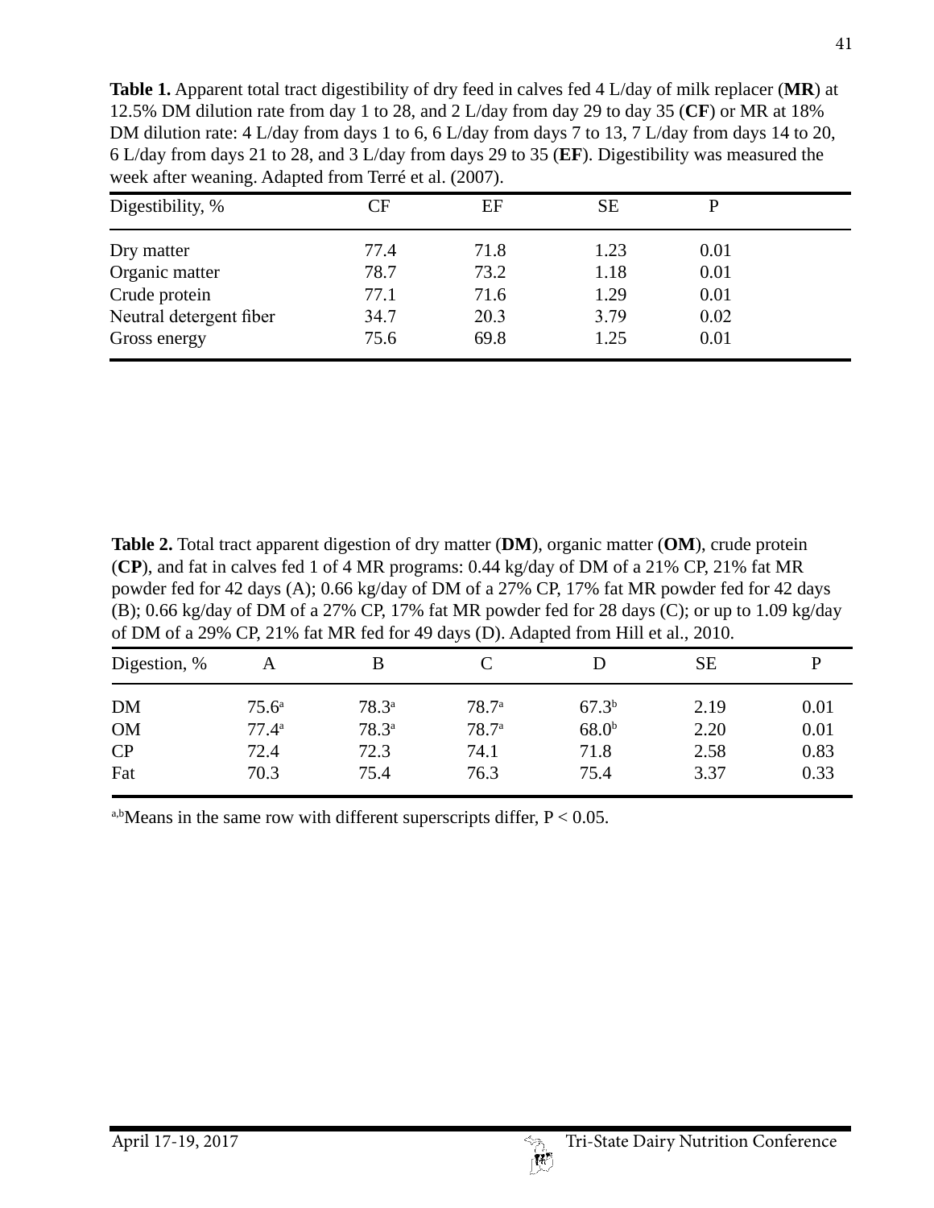**Table 1.** Apparent total tract digestibility of dry feed in calves fed 4 L/day of milk replacer (**MR**) at 12.5% DM dilution rate from day 1 to 28, and 2 L/day from day 29 to day 35 (**CF**) or MR at 18% DM dilution rate: 4 L/day from days 1 to 6, 6 L/day from days 7 to 13, 7 L/day from days 14 to 20, 6 L/day from days 21 to 28, and 3 L/day from days 29 to 35 (**EF**). Digestibility was measured the week after weaning. Adapted from Terré et al. (2007).

| Digestibility, % | CF | EF | SE | P |
|---|---|---|---|---|
| Dry matter | 77.4 | 71.8 | 1.23 | 0.01 |
| Organic matter | 78.7 | 73.2 | 1.18 | 0.01 |
| Crude protein | 77.1 | 71.6 | 1.29 | 0.01 |
| Neutral detergent fiber | 34.7 | 20.3 | 3.79 | 0.02 |
| Gross energy | 75.6 | 69.8 | 1.25 | 0.01 |

**Table 2.** Total tract apparent digestion of dry matter (**DM**), organic matter (**OM**), crude protein (**CP**), and fat in calves fed 1 of 4 MR programs: 0.44 kg/day of DM of a 21% CP, 21% fat MR powder fed for 42 days (A); 0.66 kg/day of DM of a 27% CP, 17% fat MR powder fed for 42 days (B); 0.66 kg/day of DM of a 27% CP, 17% fat MR powder fed for 28 days (C); or up to 1.09 kg/day of DM of a 29% CP, 21% fat MR fed for 49 days (D). Adapted from Hill et al., 2010.

| Digestion, % | A | B | C | D | SE | P |
|---|---|---|---|---|---|---|
| DM | 75.6[a] | 78.3[a] | 78.7[a] | 67.3[b] | 2.19 | 0.01 |
| OM | 77.4[a] | 78.3[a] | 78.7[a] | 68.0[b] | 2.20 | 0.01 |
| CP | 72.4 | 72.3 | 74.1 | 71.8 | 2.58 | 0.83 |
| Fat | 70.3 | 75.4 | 76.3 | 75.4 | 3.37 | 0.33 |

[a,b]Means in the same row with different superscripts differ, $P < 0.05$.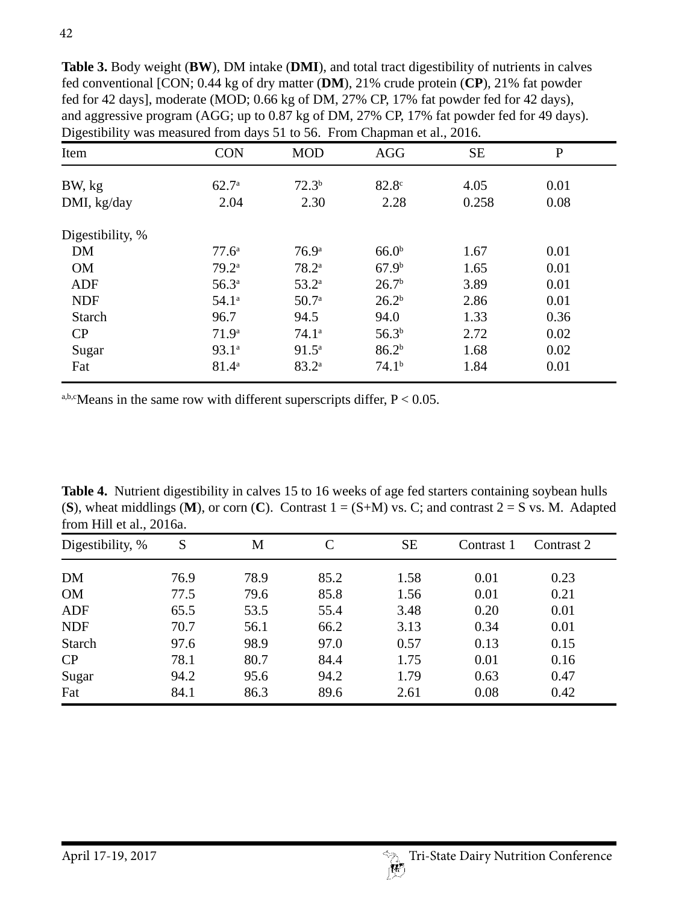**Table 3.** Body weight (**BW**), DM intake (**DMI**), and total tract digestibility of nutrients in calves fed conventional [CON; 0.44 kg of dry matter (**DM**), 21% crude protein (**CP**), 21% fat powder fed for 42 days], moderate (MOD; 0.66 kg of DM, 27% CP, 17% fat powder fed for 42 days), and aggressive program (AGG; up to 0.87 kg of DM, 27% CP, 17% fat powder fed for 49 days). Digestibility was measured from days 51 to 56. From Chapman et al., 2016.

| Item | CON | MOD | AGG | SE | P |
|---|---|---|---|---|---|
| BW, kg | 62.7[a] | 72.3[b] | 82.8[c] | 4.05 | 0.01 |
| DMI, kg/day | 2.04 | 2.30 | 2.28 | 0.258 | 0.08 |
| Digestibility, % | | | | | |
| DM | 77.6[a] | 76.9[a] | 66.0[b] | 1.67 | 0.01 |
| OM | 79.2[a] | 78.2[a] | 67.9[b] | 1.65 | 0.01 |
| ADF | 56.3[a] | 53.2[a] | 26.7[b] | 3.89 | 0.01 |
| NDF | 54.1[a] | 50.7[a] | 26.2[b] | 2.86 | 0.01 |
| Starch | 96.7 | 94.5 | 94.0 | 1.33 | 0.36 |
| CP | 71.9[a] | 74.1[a] | 56.3[b] | 2.72 | 0.02 |
| Sugar | 93.1[a] | 91.5[a] | 86.2[b] | 1.68 | 0.02 |
| Fat | 81.4[a] | 83.2[a] | 74.1[b] | 1.84 | 0.01 |

[a,b,c]Means in the same row with different superscripts differ, $P < 0.05$.

**Table 4.** Nutrient digestibility in calves 15 to 16 weeks of age fed starters containing soybean hulls (**S**), wheat middlings (**M**), or corn (**C**). Contrast 1 = (S+M) vs. C; and contrast 2 = S vs. M. Adapted from Hill et al., 2016a.

| Digestibility, % | S | M | C | SE | Contrast 1 | Contrast 2 |
|---|---|---|---|---|---|---|
| DM | 76.9 | 78.9 | 85.2 | 1.58 | 0.01 | 0.23 |
| OM | 77.5 | 79.6 | 85.8 | 1.56 | 0.01 | 0.21 |
| ADF | 65.5 | 53.5 | 55.4 | 3.48 | 0.20 | 0.01 |
| NDF | 70.7 | 56.1 | 66.2 | 3.13 | 0.34 | 0.01 |
| Starch | 97.6 | 98.9 | 97.0 | 0.57 | 0.13 | 0.15 |
| CP | 78.1 | 80.7 | 84.4 | 1.75 | 0.01 | 0.16 |
| Sugar | 94.2 | 95.6 | 94.2 | 1.79 | 0.63 | 0.47 |
| Fat | 84.1 | 86.3 | 89.6 | 2.61 | 0.08 | 0.42 |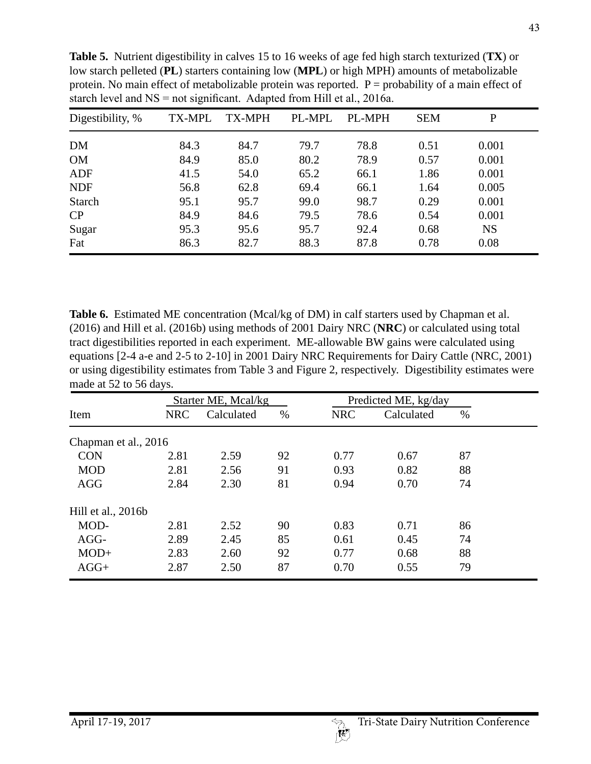**Table 5.** Nutrient digestibility in calves 15 to 16 weeks of age fed high starch texturized (**TX**) or low starch pelleted (**PL**) starters containing low (**MPL**) or high MPH) amounts of metabolizable protein. No main effect of metabolizable protein was reported. P = probability of a main effect of starch level and NS = not significant. Adapted from Hill et al., 2016a.

| Digestibility, % | TX-MPL | TX-MPH | PL-MPL | PL-MPH | SEM | P |
|---|---|---|---|---|---|---|
| DM | 84.3 | 84.7 | 79.7 | 78.8 | 0.51 | 0.001 |
| OM | 84.9 | 85.0 | 80.2 | 78.9 | 0.57 | 0.001 |
| ADF | 41.5 | 54.0 | 65.2 | 66.1 | 1.86 | 0.001 |
| NDF | 56.8 | 62.8 | 69.4 | 66.1 | 1.64 | 0.005 |
| Starch | 95.1 | 95.7 | 99.0 | 98.7 | 0.29 | 0.001 |
| CP | 84.9 | 84.6 | 79.5 | 78.6 | 0.54 | 0.001 |
| Sugar | 95.3 | 95.6 | 95.7 | 92.4 | 0.68 | NS |
| Fat | 86.3 | 82.7 | 88.3 | 87.8 | 0.78 | 0.08 |

**Table 6.** Estimated ME concentration (Mcal/kg of DM) in calf starters used by Chapman et al. (2016) and Hill et al. (2016b) using methods of 2001 Dairy NRC (**NRC**) or calculated using total tract digestibilities reported in each experiment. ME-allowable BW gains were calculated using equations [2-4 a-e and 2-5 to 2-10] in 2001 Dairy NRC Requirements for Dairy Cattle (NRC, 2001) or using digestibility estimates from Table 3 and Figure 2, respectively. Digestibility estimates were made at 52 to 56 days.

| | Starter ME, Mcal/kg | | | Predicted ME, kg/day | | |
|---|---|---|---|---|---|---|
| Item | NRC | Calculated | % | NRC | Calculated | % |
| Chapman et al., 2016 | | | | | | |
| CON | 2.81 | 2.59 | 92 | 0.77 | 0.67 | 87 |
| MOD | 2.81 | 2.56 | 91 | 0.93 | 0.82 | 88 |
| AGG | 2.84 | 2.30 | 81 | 0.94 | 0.70 | 74 |
| Hill et al., 2016b | | | | | | |
| MOD- | 2.81 | 2.52 | 90 | 0.83 | 0.71 | 86 |
| AGG- | 2.89 | 2.45 | 85 | 0.61 | 0.45 | 74 |
| MOD+ | 2.83 | 2.60 | 92 | 0.77 | 0.68 | 88 |
| AGG+ | 2.87 | 2.50 | 87 | 0.70 | 0.55 | 79 |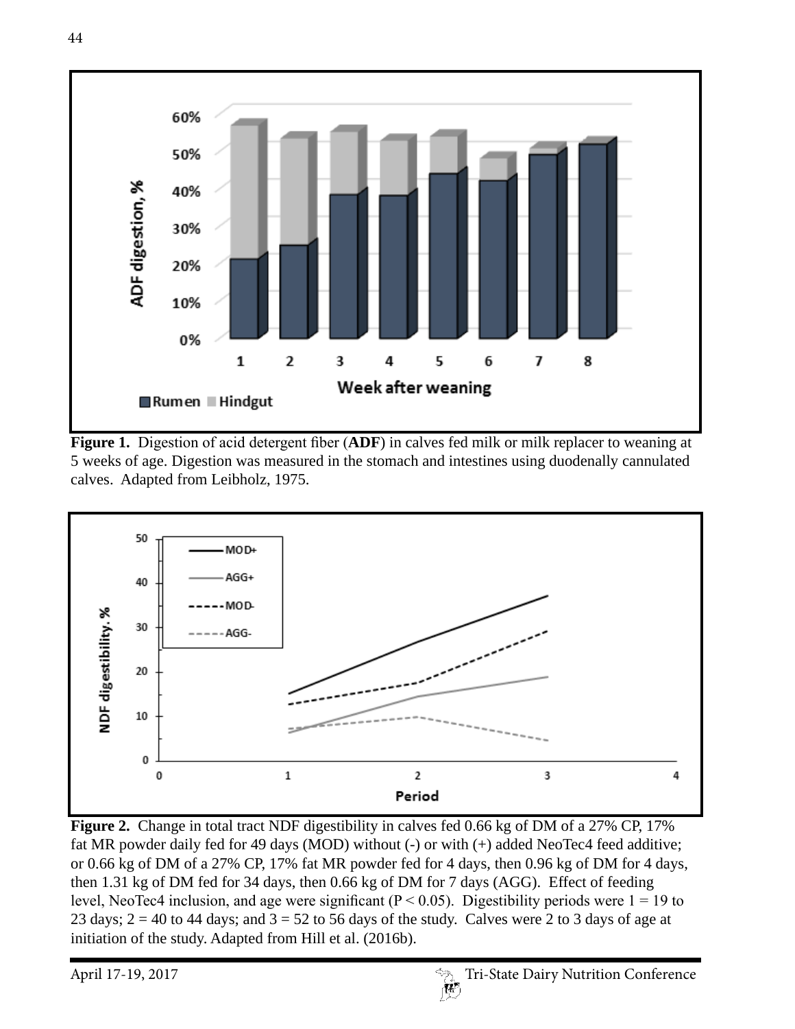60%
50%
40%
30%
20%
10%
0%

ADF digestion, %

1 2 3 4 5 6 7 8

Week after weaning

Rumen Hindgut

**Figure 1.** Digestion of acid detergent fiber (**ADF**) in calves fed milk or milk replacer to weaning at 5 weeks of age. Digestion was measured in the stomach and intestines using duodenally cannulated calves. Adapted from Leibholz, 1975.

50
40
30
20
10
0

NDF digestibility, %

MOD+
AGG+
MOD-
AGG-

0 1 2 3 4

Period

**Figure 2.** Change in total tract NDF digestibility in calves fed 0.66 kg of DM of a 27% CP, 17% fat MR powder daily fed for 49 days (MOD) without (-) or with (+) added NeoTec4 feed additive; or 0.66 kg of DM of a 27% CP, 17% fat MR powder fed for 4 days, then 0.96 kg of DM for 4 days, then 1.31 kg of DM fed for 34 days, then 0.66 kg of DM for 7 days (AGG). Effect of feeding level, NeoTec4 inclusion, and age were significant ($P < 0.05$). Digestibility periods were 1 = 19 to 23 days; 2 = 40 to 44 days; and 3 = 52 to 56 days of the study. Calves were 2 to 3 days of age at initiation of the study. Adapted from Hill et al. (2016b).